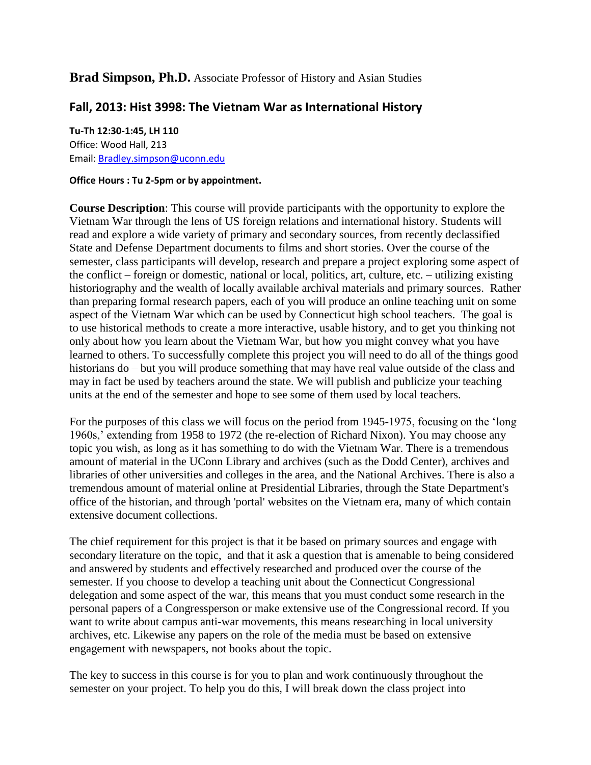## **Brad Simpson, Ph.D.** Associate Professor of History and Asian Studies

## Fall, 2013: Hist 3998: The Vietnam War as International History

**Tu-Th 12:30-1:45, LH 110**
Office: Wood Hall, 213
Email: [Bradley.simpson@uconn.edu](mailto:Bradley.simpson@uconn.edu)

**Office Hours : Tu 2-5pm or by appointment.**

**Course Description**: This course will provide participants with the opportunity to explore the Vietnam War through the lens of US foreign relations and international history. Students will read and explore a wide variety of primary and secondary sources, from recently declassified State and Defense Department documents to films and short stories. Over the course of the semester, class participants will develop, research and prepare a project exploring some aspect of the conflict – foreign or domestic, national or local, politics, art, culture, etc. – utilizing existing historiography and the wealth of locally available archival materials and primary sources. Rather than preparing formal research papers, each of you will produce an online teaching unit on some aspect of the Vietnam War which can be used by Connecticut high school teachers. The goal is to use historical methods to create a more interactive, usable history, and to get you thinking not only about how you learn about the Vietnam War, but how you might convey what you have learned to others. To successfully complete this project you will need to do all of the things good historians do – but you will produce something that may have real value outside of the class and may in fact be used by teachers around the state. We will publish and publicize your teaching units at the end of the semester and hope to see some of them used by local teachers.

For the purposes of this class we will focus on the period from 1945-1975, focusing on the 'long 1960s,' extending from 1958 to 1972 (the re-election of Richard Nixon). You may choose any topic you wish, as long as it has something to do with the Vietnam War. There is a tremendous amount of material in the UConn Library and archives (such as the Dodd Center), archives and libraries of other universities and colleges in the area, and the National Archives. There is also a tremendous amount of material online at Presidential Libraries, through the State Department's office of the historian, and through 'portal' websites on the Vietnam era, many of which contain extensive document collections.

The chief requirement for this project is that it be based on primary sources and engage with secondary literature on the topic, and that it ask a question that is amenable to being considered and answered by students and effectively researched and produced over the course of the semester. If you choose to develop a teaching unit about the Connecticut Congressional delegation and some aspect of the war, this means that you must conduct some research in the personal papers of a Congressperson or make extensive use of the Congressional record. If you want to write about campus anti-war movements, this means researching in local university archives, etc. Likewise any papers on the role of the media must be based on extensive engagement with newspapers, not books about the topic.

The key to success in this course is for you to plan and work continuously throughout the semester on your project. To help you do this, I will break down the class project into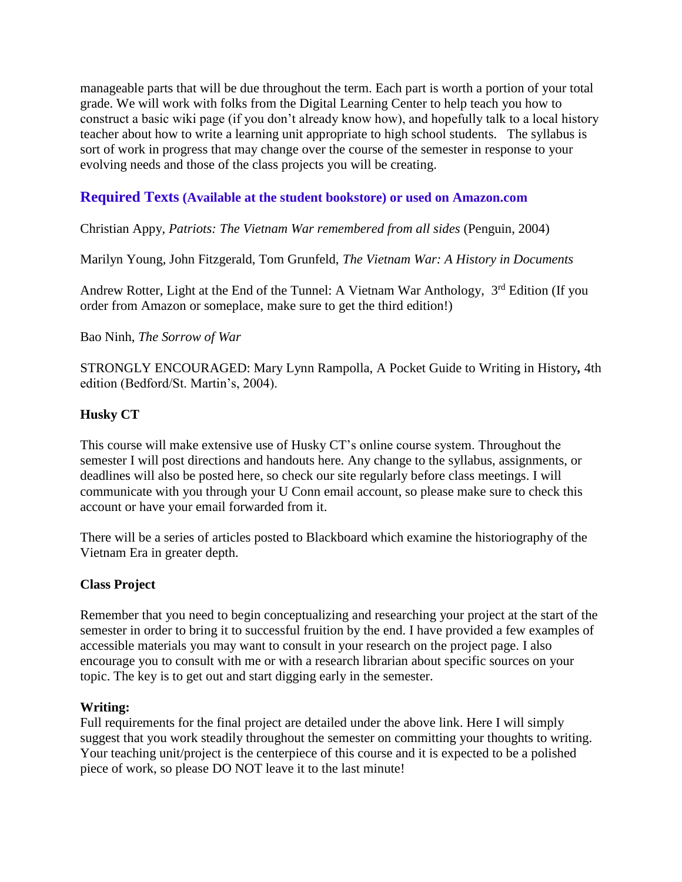manageable parts that will be due throughout the term. Each part is worth a portion of your total grade. We will work with folks from the Digital Learning Center to help teach you how to construct a basic wiki page (if you don't already know how), and hopefully talk to a local history teacher about how to write a learning unit appropriate to high school students. The syllabus is sort of work in progress that may change over the course of the semester in response to your evolving needs and those of the class projects you will be creating.

## Required Texts (Available at the student bookstore) or used on Amazon.com

Christian Appy, *Patriots: The Vietnam War remembered from all sides* (Penguin, 2004)

Marilyn Young, John Fitzgerald, Tom Grunfeld, *The Vietnam War: A History in Documents*

Andrew Rotter, Light at the End of the Tunnel: A Vietnam War Anthology, 3rd Edition (If you order from Amazon or someplace, make sure to get the third edition!)

Bao Ninh, *The Sorrow of War*

STRONGLY ENCOURAGED: Mary Lynn Rampolla, A Pocket Guide to Writing in History**,** 4th edition (Bedford/St. Martin's, 2004).

### Husky CT

This course will make extensive use of Husky CT's online course system. Throughout the semester I will post directions and handouts here. Any change to the syllabus, assignments, or deadlines will also be posted here, so check our site regularly before class meetings. I will communicate with you through your U Conn email account, so please make sure to check this account or have your email forwarded from it.

There will be a series of articles posted to Blackboard which examine the historiography of the Vietnam Era in greater depth.

### Class Project

Remember that you need to begin conceptualizing and researching your project at the start of the semester in order to bring it to successful fruition by the end. I have provided a few examples of accessible materials you may want to consult in your research on the project page. I also encourage you to consult with me or with a research librarian about specific sources on your topic. The key is to get out and start digging early in the semester.

### Writing:

Full requirements for the final project are detailed under the above link. Here I will simply suggest that you work steadily throughout the semester on committing your thoughts to writing. Your teaching unit/project is the centerpiece of this course and it is expected to be a polished piece of work, so please DO NOT leave it to the last minute!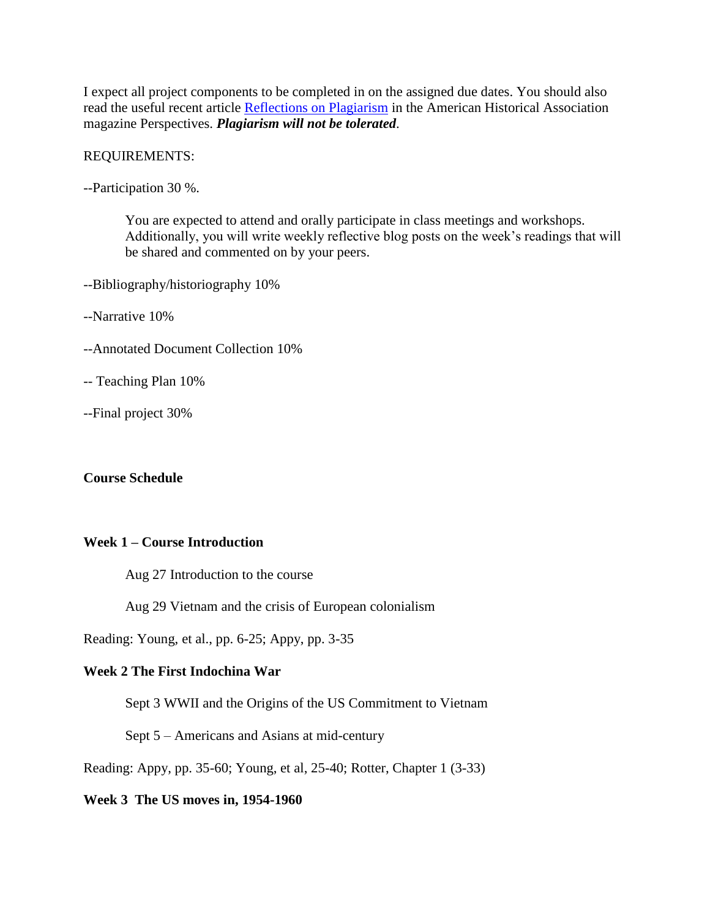I expect all project components to be completed in on the assigned due dates. You should also read the useful recent article [Reflections on Plagiarism] in the American Historical Association magazine Perspectives. ***Plagiarism will not be tolerated***.

REQUIREMENTS:

--Participation 30 %.

> You are expected to attend and orally participate in class meetings and workshops. Additionally, you will write weekly reflective blog posts on the week's readings that will be shared and commented on by your peers.

--Bibliography/historiography 10%

--Narrative 10%

--Annotated Document Collection 10%

-- Teaching Plan 10%

--Final project 30%

**Course Schedule**

**Week 1 – Course Introduction**

> Aug 27 Introduction to the course
>
> Aug 29 Vietnam and the crisis of European colonialism

Reading: Young, et al., pp. 6-25; Appy, pp. 3-35

**Week 2 The First Indochina War**

> Sept 3 WWII and the Origins of the US Commitment to Vietnam
>
> Sept 5 – Americans and Asians at mid-century

Reading: Appy, pp. 35-60; Young, et al, 25-40; Rotter, Chapter 1 (3-33)

**Week 3 The US moves in, 1954-1960**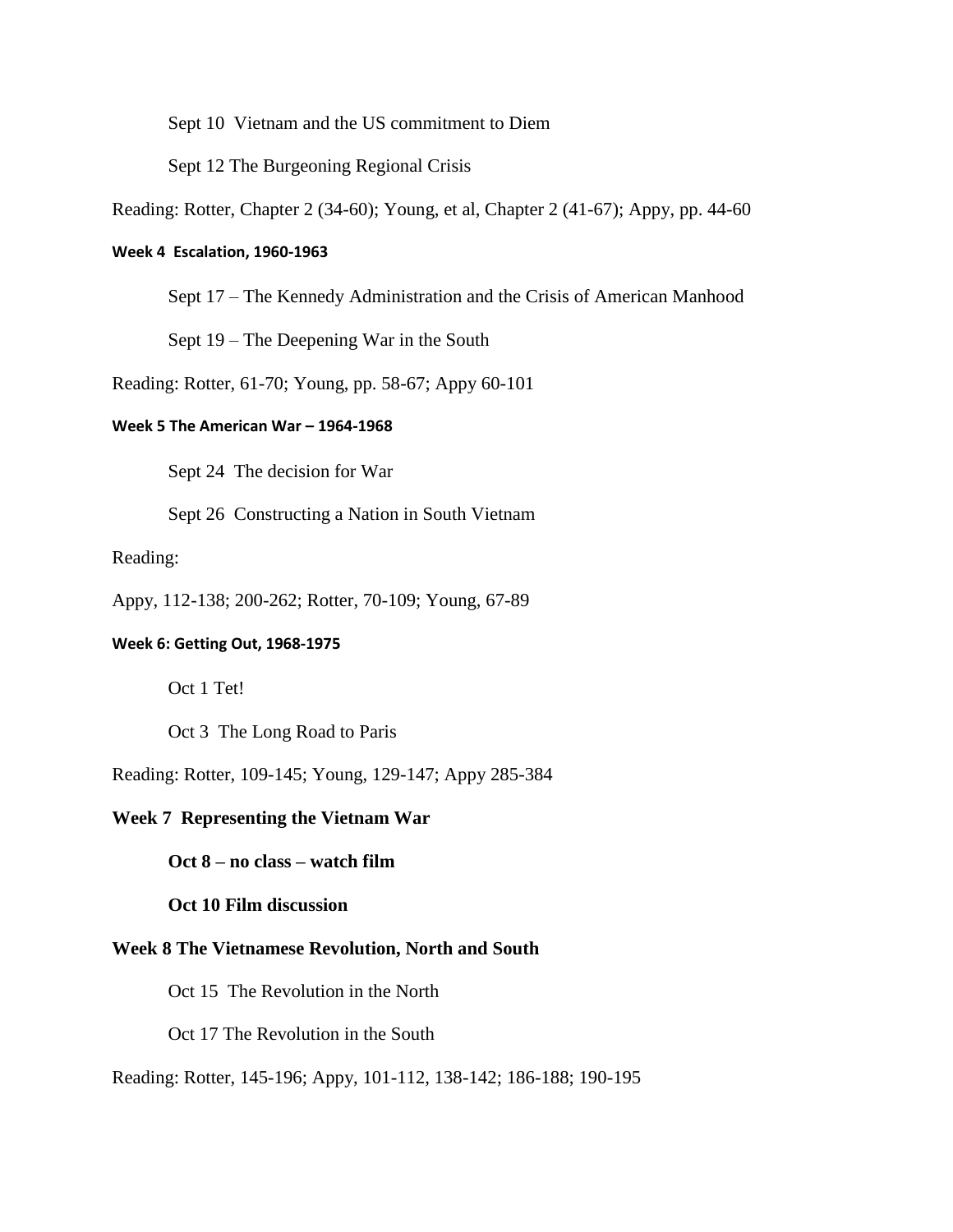Sept 10 Vietnam and the US commitment to Diem

Sept 12 The Burgeoning Regional Crisis

Reading: Rotter, Chapter 2 (34-60); Young, et al, Chapter 2 (41-67); Appy, pp. 44-60

#### Week 4 Escalation, 1960-1963

Sept 17 – The Kennedy Administration and the Crisis of American Manhood

Sept 19 – The Deepening War in the South

Reading: Rotter, 61-70; Young, pp. 58-67; Appy 60-101

#### Week 5 The American War – 1964-1968

Sept 24 The decision for War

Sept 26 Constructing a Nation in South Vietnam

Reading:

Appy, 112-138; 200-262; Rotter, 70-109; Young, 67-89

#### Week 6: Getting Out, 1968-1975

Oct 1 Tet!

Oct 3 The Long Road to Paris

Reading: Rotter, 109-145; Young, 129-147; Appy 285-384

### Week 7 Representing the Vietnam War

**Oct 8 – no class – watch film**

**Oct 10 Film discussion**

### Week 8 The Vietnamese Revolution, North and South

Oct 15 The Revolution in the North

Oct 17 The Revolution in the South

Reading: Rotter, 145-196; Appy, 101-112, 138-142; 186-188; 190-195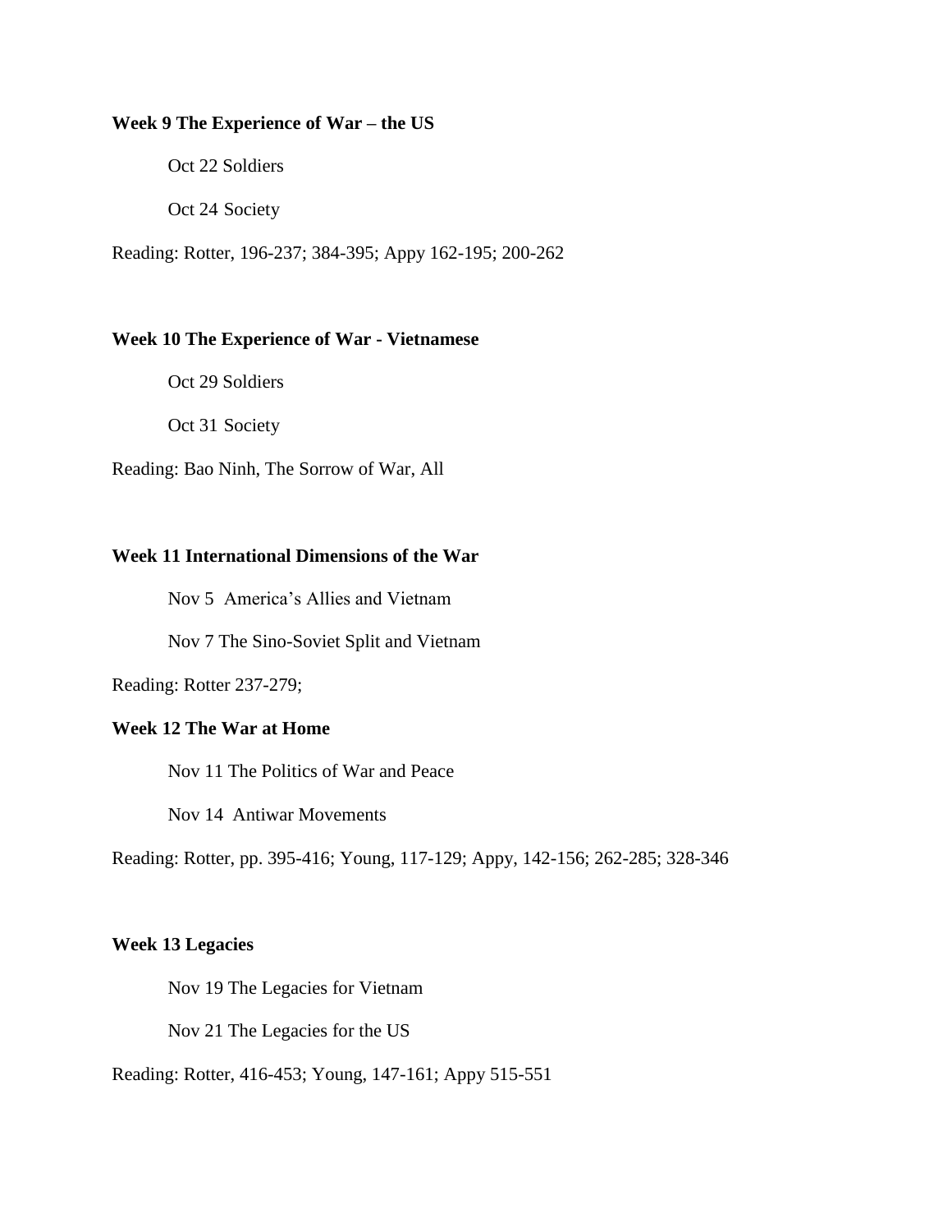**Week 9 The Experience of War – the US**

Oct 22 Soldiers

Oct 24 Society

Reading: Rotter, 196-237; 384-395; Appy 162-195; 200-262

**Week 10 The Experience of War - Vietnamese**

Oct 29 Soldiers

Oct 31 Society

Reading: Bao Ninh, The Sorrow of War, All

**Week 11 International Dimensions of the War**

Nov 5 America's Allies and Vietnam

Nov 7 The Sino-Soviet Split and Vietnam

Reading: Rotter 237-279;

**Week 12 The War at Home**

Nov 11 The Politics of War and Peace

Nov 14 Antiwar Movements

Reading: Rotter, pp. 395-416; Young, 117-129; Appy, 142-156; 262-285; 328-346

**Week 13 Legacies**

Nov 19 The Legacies for Vietnam

Nov 21 The Legacies for the US

Reading: Rotter, 416-453; Young, 147-161; Appy 515-551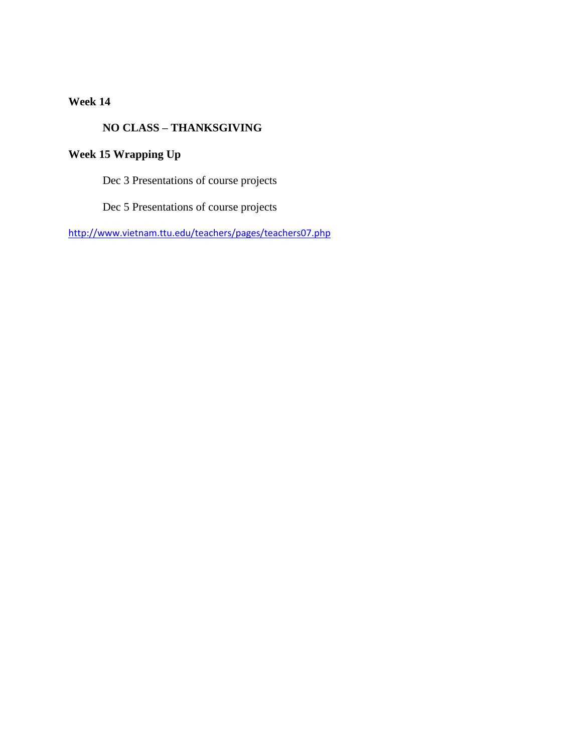**Week 14**

**NO CLASS – THANKSGIVING**

**Week 15 Wrapping Up**

Dec 3 Presentations of course projects

Dec 5 Presentations of course projects

http://www.vietnam.ttu.edu/teachers/pages/teachers07.php